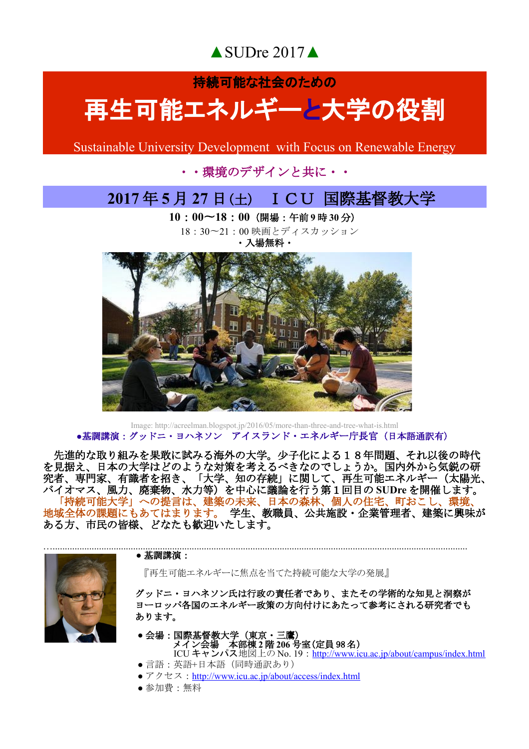▲SUDre 2017▲

**持続可能な社会のための**

# 再生可能エネルギーと大学の役割

Sustainable University Development with Focus on Renewable Energy

・・環境のデザインと共に・・

## 2017年5月27日(土) ＩＣＵ 国際基督教大学

**10：00〜18：00（開場：午前9時30分）**

18：30〜21：00 映画とディスカッション

**・入場無料・**

Image: http://acreelman.blogspot.jp/2016/05/more-than-three-and-tree-what-is.html

**●基調講演：グッドニ・ヨハネソン　アイスランド・エネルギー庁長官（日本語通訳有）**

先進的な取り組みを果敢に試みる海外の大学。少子化による１８年問題、それ以後の時代を見据え、日本の大学はどのような対策を考えるべきなのでしょうか。国内外から気鋭の研究者、専門家、有識者を招き、「大学、知の存続」に関して、再生可能エネルギー（太陽光、バイオマス、風力、廃棄物、水力等）を中心に議論を行う第１回目のSUDreを開催します。

「持続可能大学」への提言は、建築の未来、日本の森林、個人の住宅、町おこし、環境、地域全体の課題にもあてはまります。　学生、教職員、公共施設・企業管理者、建築に興味がある方、市民の皆様、どなたも歓迎いたします。

---

**● 基調講演：**

『再生可能エネルギーに焦点を当てた持続可能な大学の発展』

グッドニ・ヨハネソン氏は行政の責任者であり、またその学術的な知見と洞察がヨーロッパ各国のエネルギー政策の方向付けにあたって参考にされる研究者でもあります。

- 会場：国際基督教大学（東京・三鷹）
  メイン会場　本部棟2階206号室(定員98名)
  ICUキャンパス地図上のNo. 19：http://www.icu.ac.jp/about/campus/index.html
- 言語：英語+日本語（同時通訳あり）
- アクセス：http://www.icu.ac.jp/about/access/index.html
- 参加費：無料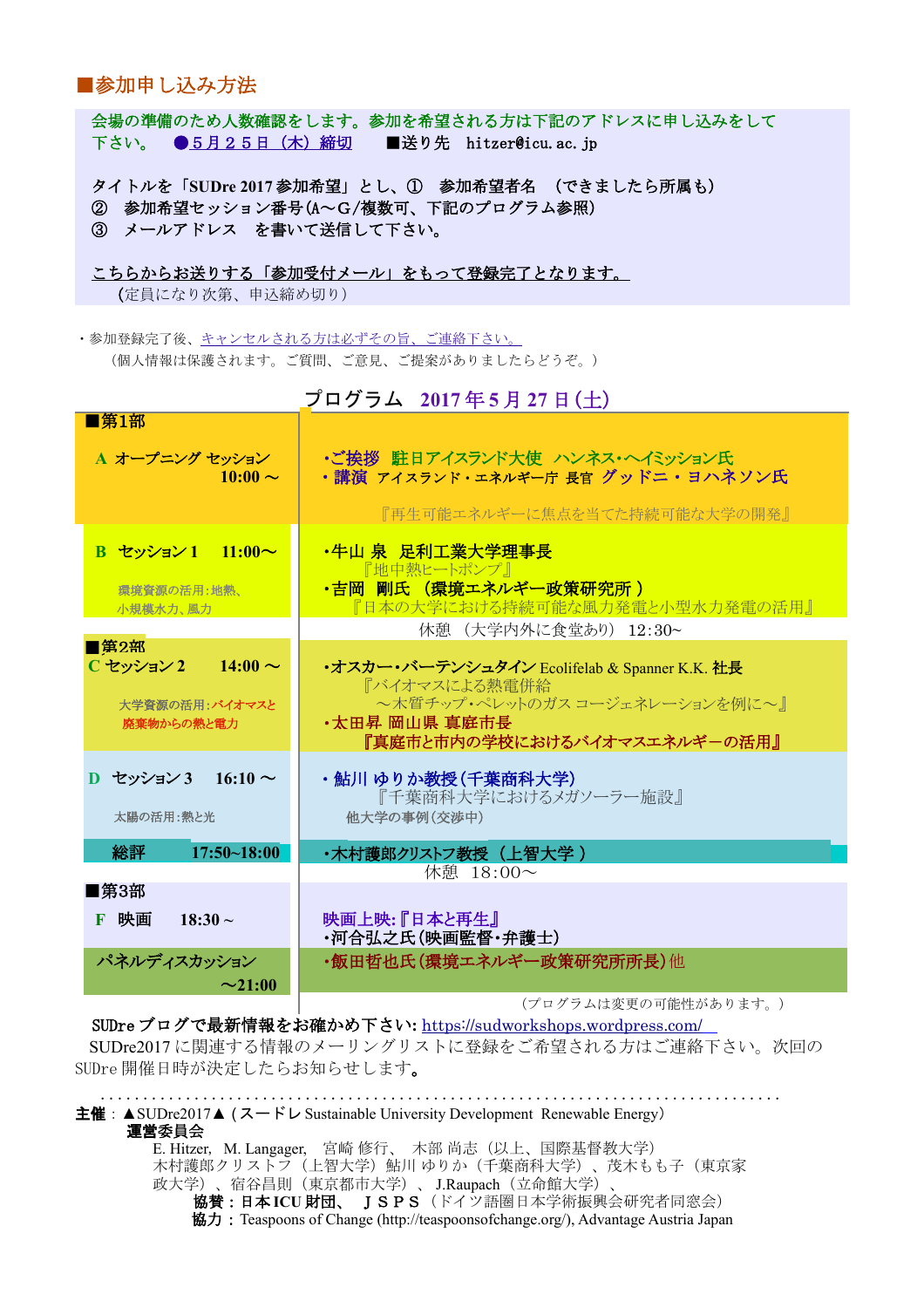## ■参加申し込み方法

会場の準備のため人数確認をします。参加を希望される方は下記のアドレスに申し込みをして下さい。　●５月２５日（木）締切　　■送り先　hitzer@icu.ac.jp

タイトルを「SUDre 2017 参加希望」とし、①　参加希望者名　（できましたら所属も）
②　参加希望セッション番号(A～G/複数可、下記のプログラム参照)
③　メールアドレス　を書いて送信して下さい。

こちらからお送りする「参加受付メール」をもって登録完了となります。
（定員になり次第、申込締め切り）

・参加登録完了後、キャンセルされる方は必ずその旨、ご連絡下さい。
（個人情報は保護されます。ご質問、ご意見、ご提案がありましたらどうぞ。）

## プログラム　2017 年 5 月 27 日 (土)

| セッション | 内容 |
|---|---|
| ■第1部<br>A　オープニング セッション　10:00 ～ | •ご挨拶　駐日アイスランド大使　ハンネス・ヘイミッション氏<br>•講演　アイスランド・エネルギー庁 長官　グッドニ・ヨハネソン氏<br>『再生可能エネルギーに焦点を当てた持続可能な大学の開発』 |
| B　セッション 1　11:00～<br>環境資源の活用:地熱、小規模水力、風力 | •牛山 泉　足利工業大学理事長<br>『地中熱ヒートポンプ』<br>•吉岡　剛氏　(環境エネルギー政策研究所 )<br>『日本の大学における持続可能な風力発電と小型水力発電の活用』 |
| | 休憩　(大学内外に食堂あり)　12:30~ |
| ■第2部<br>C セッション 2　14:00 ～<br>大学資源の活用:バイオマスと廃棄物からの熱と電力 | •オスカー・バーテンシュタイン Ecolifelab & Spanner K.K. 社長<br>『バイオマスによる熱電併給<br>～木質チップ・ペレットのガス コージェネレーションを例に～』<br>•太田昇 岡山県 真庭市長<br>『真庭市と市内の学校におけるバイオマスエネルギーの活用』 |
| D　セッション 3　16:10 ～<br>太陽の活用:熱と光 | • 鮎川 ゆりか教授(千葉商科大学)<br>『千葉商科大学におけるメガソーラー施設』<br>他大学の事例(交渉中) |
| 総評　17:50~18:00 | •木村護郎クリストフ教授 (上智大学 ) |
| | 休憩　18:00～ |
| ■第3部<br>F　映画　18:30 ~ | 映画上映:『日本と再生』<br>•河合弘之氏(映画監督・弁護士) |
| パネルディスカッション　～21:00 | •飯田哲也氏(環境エネルギー政策研究所所長) 他 |

（プログラムは変更の可能性があります。）

SUDre ブログで最新情報をお確かめ下さい: https://sudworkshops.wordpress.com/

SUDre2017 に関連する情報のメーリングリストに登録をご希望される方はご連絡下さい。次回の SUDre 開催日時が決定したらお知らせします。

**主催**：▲SUDre2017▲（スードレ Sustainable University Development Renewable Energy）

**運営委員会**

E. Hitzer, M. Langager, 宮崎 修行、 木部 尚志（以上、国際基督教大学）
木村護郎クリストフ（上智大学）鮎川 ゆりか（千葉商科大学）、茂木もも子（東京家政大学）、宿谷昌則（東京都市大学）、J.Raupach（立命館大学）、

**協賛**：日本 ICU 財団、 ＪＳＰＳ（ドイツ語圏日本学術振興会研究者同窓会）

**協力**：Teaspoons of Change (http://teaspoonsofchange.org/), Advantage Austria Japan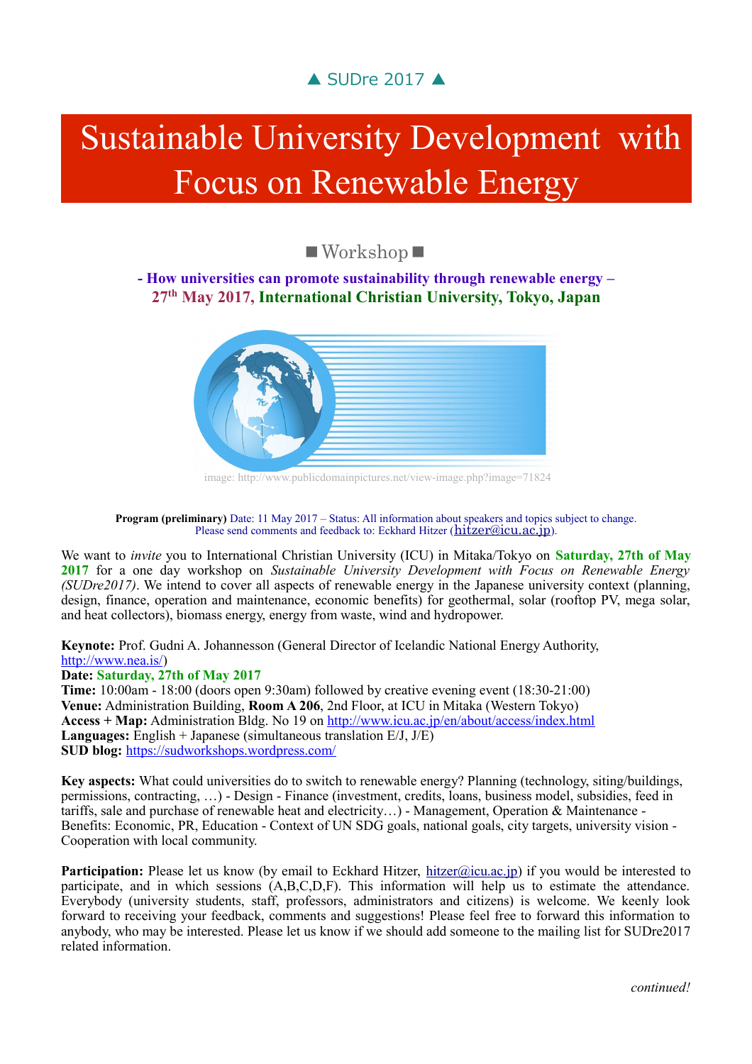▲ SUDre 2017 ▲

# Sustainable University Development with Focus on Renewable Energy

## ■ Workshop ■

**- How universities can promote sustainability through renewable energy –**
**27th May 2017, International Christian University, Tokyo, Japan**

image: http://www.publicdomainpictures.net/view-image.php?image=71824

**Program (preliminary)** Date: 11 May 2017 – Status: All information about speakers and topics subject to change.
Please send comments and feedback to: Eckhard Hitzer (hitzer@icu.ac.jp).

We want to *invite* you to International Christian University (ICU) in Mitaka/Tokyo on **Saturday, 27th of May 2017** for a one day workshop on *Sustainable University Development with Focus on Renewable Energy (SUDre2017)*. We intend to cover all aspects of renewable energy in the Japanese university context (planning, design, finance, operation and maintenance, economic benefits) for geothermal, solar (rooftop PV, mega solar, and heat collectors), biomass energy, energy from waste, wind and hydropower.

**Keynote:** Prof. Gudni A. Johannesson (General Director of Icelandic National Energy Authority, http://www.nea.is/)
**Date: Saturday, 27th of May 2017**
**Time:** 10:00am - 18:00 (doors open 9:30am) followed by creative evening event (18:30-21:00)
**Venue:** Administration Building, **Room A 206**, 2nd Floor, at ICU in Mitaka (Western Tokyo)
**Access + Map:** Administration Bldg. No 19 on http://www.icu.ac.jp/en/about/access/index.html
**Languages:** English + Japanese (simultaneous translation E/J, J/E)
**SUD blog:** https://sudworkshops.wordpress.com/

**Key aspects:** What could universities do to switch to renewable energy? Planning (technology, siting/buildings, permissions, contracting, …) - Design - Finance (investment, credits, loans, business model, subsidies, feed in tariffs, sale and purchase of renewable heat and electricity…) - Management, Operation & Maintenance - Benefits: Economic, PR, Education - Context of UN SDG goals, national goals, city targets, university vision - Cooperation with local community.

**Participation:** Please let us know (by email to Eckhard Hitzer, hitzer@icu.ac.jp) if you would be interested to participate, and in which sessions (A,B,C,D,F). This information will help us to estimate the attendance. Everybody (university students, staff, professors, administrators and citizens) is welcome. We keenly look forward to receiving your feedback, comments and suggestions! Please feel free to forward this information to anybody, who may be interested. Please let us know if we should add someone to the mailing list for SUDre2017 related information.

*continued!*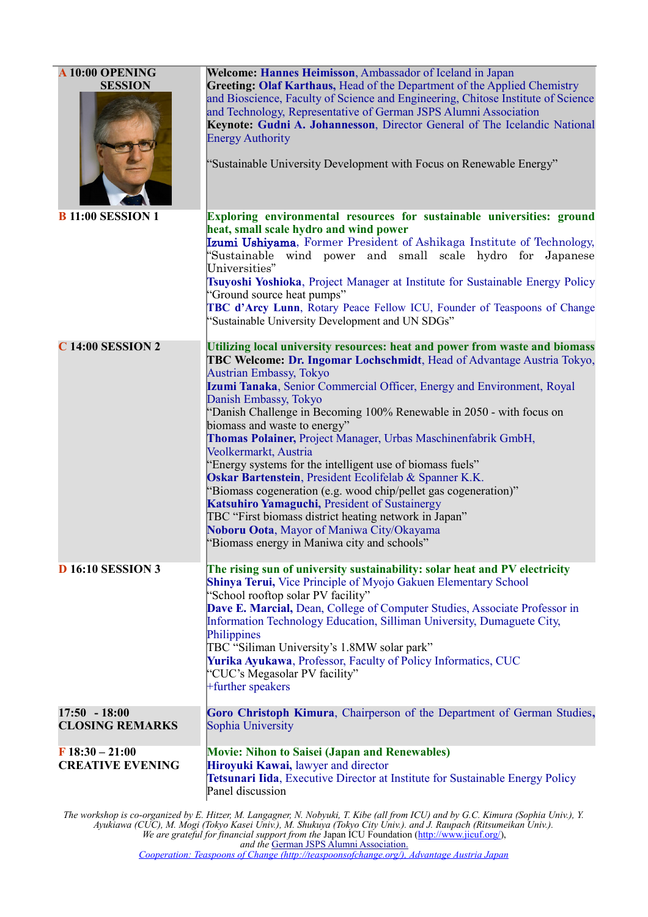| | |
|---|---|
| **A 10:00 OPENING SESSION** | **Welcome: Hannes Heimisson**, Ambassador of Iceland in Japan<br>**Greeting: Olaf Karthaus,** Head of the Department of the Applied Chemistry and Bioscience, Faculty of Science and Engineering, Chitose Institute of Science and Technology, Representative of German JSPS Alumni Association<br>**Keynote: Gudni A. Johannesson**, Director General of The Icelandic National Energy Authority<br><br>"Sustainable University Development with Focus on Renewable Energy" |
| **B 11:00 SESSION 1** | **Exploring environmental resources for sustainable universities: ground heat, small scale hydro and wind power**<br>**Izumi Ushiyama**, Former President of Ashikaga Institute of Technology, "Sustainable wind power and small scale hydro for Japanese Universities"<br>**Tsuyoshi Yoshioka**, Project Manager at Institute for Sustainable Energy Policy<br>"Ground source heat pumps"<br>**TBC d'Arcy Lunn**, Rotary Peace Fellow ICU, Founder of Teaspoons of Change<br>"Sustainable University Development and UN SDGs" |
| **C 14:00 SESSION 2** | **Utilizing local university resources: heat and power from waste and biomass**<br>**TBC Welcome: Dr. Ingomar Lochschmidt**, Head of Advantage Austria Tokyo, Austrian Embassy, Tokyo<br>**Izumi Tanaka**, Senior Commercial Officer, Energy and Environment, Royal Danish Embassy, Tokyo<br>"Danish Challenge in Becoming 100% Renewable in 2050 - with focus on biomass and waste to energy"<br>**Thomas Polainer,** Project Manager, Urbas Maschinenfabrik GmbH, Veolkermarkt, Austria<br>"Energy systems for the intelligent use of biomass fuels"<br>**Oskar Bartenstein**, President Ecolifelab & Spanner K.K.<br>"Biomass cogeneration (e.g. wood chip/pellet gas cogeneration)"<br>**Katsuhiro Yamaguchi,** President of Sustainergy<br>TBC "First biomass district heating network in Japan"<br>**Noboru Oota**, Mayor of Maniwa City/Okayama<br>"Biomass energy in Maniwa city and schools" |
| **D 16:10 SESSION 3** | **The rising sun of university sustainability: solar heat and PV electricity**<br>**Shinya Terui,** Vice Principle of Myojo Gakuen Elementary School<br>"School rooftop solar PV facility"<br>**Dave E. Marcial,** Dean, College of Computer Studies, Associate Professor in Information Technology Education, Silliman University, Dumaguete City, Philippines<br>TBC "Siliman University's 1.8MW solar park"<br>**Yurika Ayukawa**, Professor, Faculty of Policy Informatics, CUC<br>"CUC's Megasolar PV facility"<br>+further speakers |
| **17:50 - 18:00 CLOSING REMARKS** | **Goro Christoph Kimura**, Chairperson of the Department of German Studies, Sophia University |
| **F 18:30 – 21:00 CREATIVE EVENING** | **Movie: Nihon to Saisei (Japan and Renewables)**<br>**Hiroyuki Kawai,** lawyer and director<br>**Tetsunari Iida**, Executive Director at Institute for Sustainable Energy Policy<br>Panel discussion |

*The workshop is co-organized by E. Hitzer, M. Langagner, N. Nobyuki, T. Kibe (all from ICU) and by G.C. Kimura (Sophia Univ.), Y. Ayukiawa (CUC), M. Mogi (Tokyo Kasei Univ.), M. Shukuya (Tokyo City Univ.). and J. Raupach (Ritsumeikan Univ.).*
*We are grateful for financial support from the* Japan ICU Foundation (http://www.jicuf.org/),
*and the* German JSPS Alumni Association.
*Cooperation: Teaspoons of Change (http://teaspoonsofchange.org/), Advantage Austria Japan*